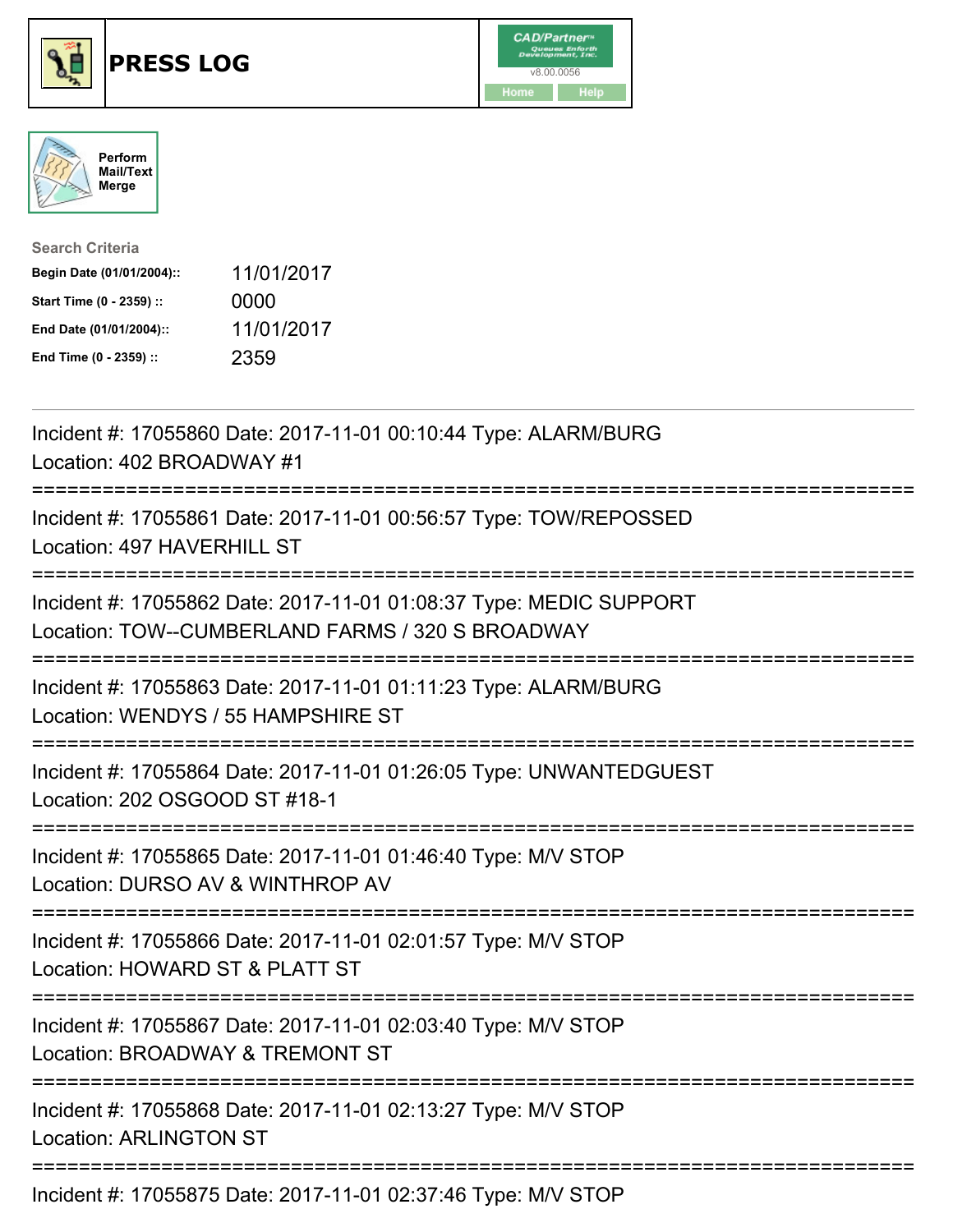# PRESS LOG

CAD/Partner v8.00.0056

Home | Help

Perform Mail/Text Merge

**Search Criteria**

| | |
|---|---|
| **Begin Date (01/01/2004)::** | 11/01/2017 |
| **Start Time (0 - 2359) ::** | 0000 |
| **End Date (01/01/2004)::** | 11/01/2017 |
| **End Time (0 - 2359) ::** | 2359 |

---

Incident #: 17055860 Date: 2017-11-01 00:10:44 Type: ALARM/BURG
Location: 402 BROADWAY #1

===========================================================================

Incident #: 17055861 Date: 2017-11-01 00:56:57 Type: TOW/REPOSSED
Location: 497 HAVERHILL ST

===========================================================================

Incident #: 17055862 Date: 2017-11-01 01:08:37 Type: MEDIC SUPPORT
Location: TOW--CUMBERLAND FARMS / 320 S BROADWAY

===========================================================================

Incident #: 17055863 Date: 2017-11-01 01:11:23 Type: ALARM/BURG
Location: WENDYS / 55 HAMPSHIRE ST

===========================================================================

Incident #: 17055864 Date: 2017-11-01 01:26:05 Type: UNWANTEDGUEST
Location: 202 OSGOOD ST #18-1

===========================================================================

Incident #: 17055865 Date: 2017-11-01 01:46:40 Type: M/V STOP
Location: DURSO AV & WINTHROP AV

===========================================================================

Incident #: 17055866 Date: 2017-11-01 02:01:57 Type: M/V STOP
Location: HOWARD ST & PLATT ST

===========================================================================

Incident #: 17055867 Date: 2017-11-01 02:03:40 Type: M/V STOP
Location: BROADWAY & TREMONT ST

===========================================================================

Incident #: 17055868 Date: 2017-11-01 02:13:27 Type: M/V STOP
Location: ARLINGTON ST

===========================================================================

Incident #: 17055875 Date: 2017-11-01 02:37:46 Type: M/V STOP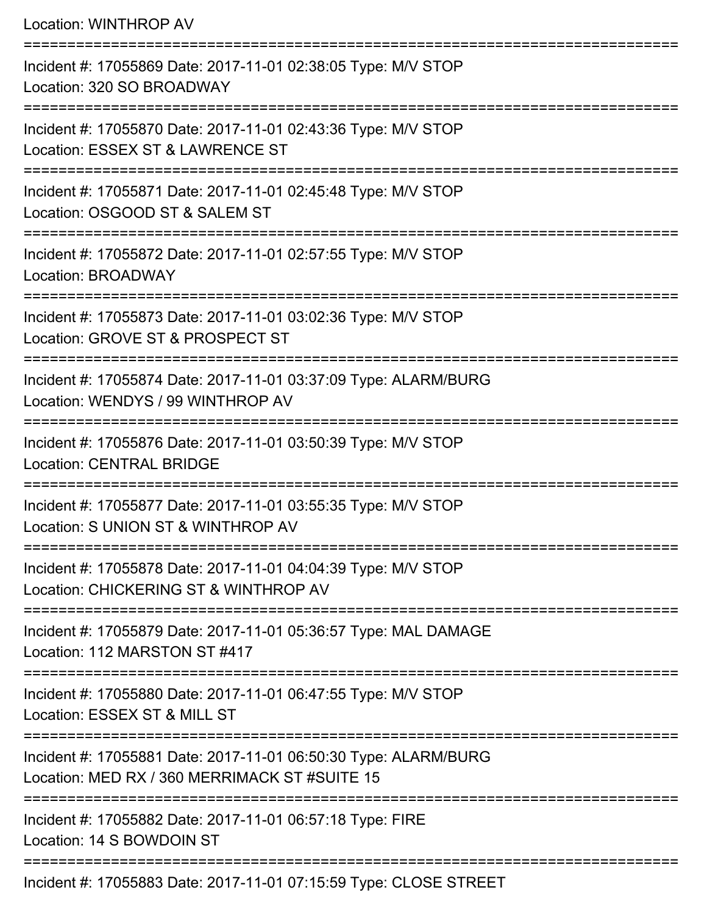Location: WINTHROP AV

===========================================================================

Incident #: 17055869 Date: 2017-11-01 02:38:05 Type: M/V STOP
Location: 320 SO BROADWAY

===========================================================================

Incident #: 17055870 Date: 2017-11-01 02:43:36 Type: M/V STOP
Location: ESSEX ST & LAWRENCE ST

===========================================================================

Incident #: 17055871 Date: 2017-11-01 02:45:48 Type: M/V STOP
Location: OSGOOD ST & SALEM ST

===========================================================================

Incident #: 17055872 Date: 2017-11-01 02:57:55 Type: M/V STOP
Location: BROADWAY

===========================================================================

Incident #: 17055873 Date: 2017-11-01 03:02:36 Type: M/V STOP
Location: GROVE ST & PROSPECT ST

===========================================================================

Incident #: 17055874 Date: 2017-11-01 03:37:09 Type: ALARM/BURG
Location: WENDYS / 99 WINTHROP AV

===========================================================================

Incident #: 17055876 Date: 2017-11-01 03:50:39 Type: M/V STOP
Location: CENTRAL BRIDGE

===========================================================================

Incident #: 17055877 Date: 2017-11-01 03:55:35 Type: M/V STOP
Location: S UNION ST & WINTHROP AV

===========================================================================

Incident #: 17055878 Date: 2017-11-01 04:04:39 Type: M/V STOP
Location: CHICKERING ST & WINTHROP AV

===========================================================================

Incident #: 17055879 Date: 2017-11-01 05:36:57 Type: MAL DAMAGE
Location: 112 MARSTON ST #417

===========================================================================

Incident #: 17055880 Date: 2017-11-01 06:47:55 Type: M/V STOP
Location: ESSEX ST & MILL ST

===========================================================================

Incident #: 17055881 Date: 2017-11-01 06:50:30 Type: ALARM/BURG
Location: MED RX / 360 MERRIMACK ST #SUITE 15

===========================================================================

Incident #: 17055882 Date: 2017-11-01 06:57:18 Type: FIRE
Location: 14 S BOWDOIN ST

===========================================================================

Incident #: 17055883 Date: 2017-11-01 07:15:59 Type: CLOSE STREET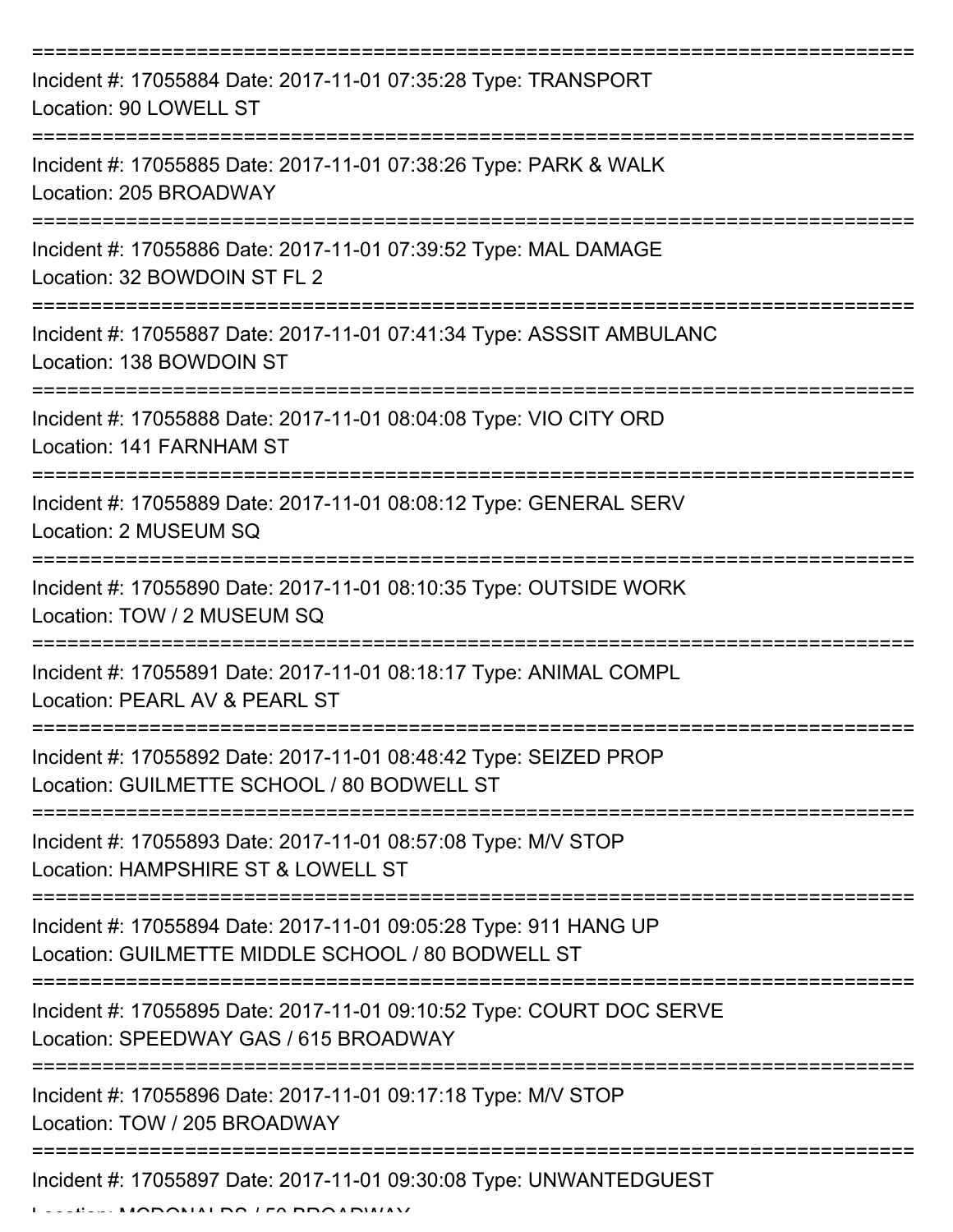===========================================================================

Incident #: 17055884 Date: 2017-11-01 07:35:28 Type: TRANSPORT
Location: 90 LOWELL ST

===========================================================================

Incident #: 17055885 Date: 2017-11-01 07:38:26 Type: PARK & WALK
Location: 205 BROADWAY

===========================================================================

Incident #: 17055886 Date: 2017-11-01 07:39:52 Type: MAL DAMAGE
Location: 32 BOWDOIN ST FL 2

===========================================================================

Incident #: 17055887 Date: 2017-11-01 07:41:34 Type: ASSSIT AMBULANC
Location: 138 BOWDOIN ST

===========================================================================

Incident #: 17055888 Date: 2017-11-01 08:04:08 Type: VIO CITY ORD
Location: 141 FARNHAM ST

===========================================================================

Incident #: 17055889 Date: 2017-11-01 08:08:12 Type: GENERAL SERV
Location: 2 MUSEUM SQ

===========================================================================

Incident #: 17055890 Date: 2017-11-01 08:10:35 Type: OUTSIDE WORK
Location: TOW / 2 MUSEUM SQ

===========================================================================

Incident #: 17055891 Date: 2017-11-01 08:18:17 Type: ANIMAL COMPL
Location: PEARL AV & PEARL ST

===========================================================================

Incident #: 17055892 Date: 2017-11-01 08:48:42 Type: SEIZED PROP
Location: GUILMETTE SCHOOL / 80 BODWELL ST

===========================================================================

Incident #: 17055893 Date: 2017-11-01 08:57:08 Type: M/V STOP
Location: HAMPSHIRE ST & LOWELL ST

===========================================================================

Incident #: 17055894 Date: 2017-11-01 09:05:28 Type: 911 HANG UP
Location: GUILMETTE MIDDLE SCHOOL / 80 BODWELL ST

===========================================================================

Incident #: 17055895 Date: 2017-11-01 09:10:52 Type: COURT DOC SERVE
Location: SPEEDWAY GAS / 615 BROADWAY

===========================================================================

Incident #: 17055896 Date: 2017-11-01 09:17:18 Type: M/V STOP
Location: TOW / 205 BROADWAY

===========================================================================

Incident #: 17055897 Date: 2017-11-01 09:30:08 Type: UNWANTEDGUEST
Location: MCDONALDS / 50 BROADWAY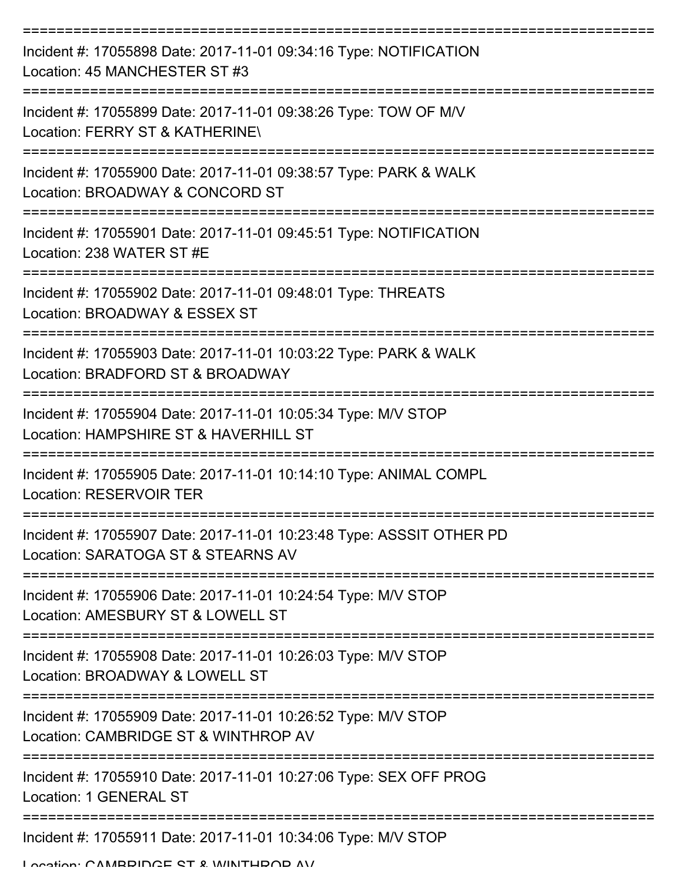===========================================================================

Incident #: 17055898 Date: 2017-11-01 09:34:16 Type: NOTIFICATION
Location: 45 MANCHESTER ST #3

===========================================================================

Incident #: 17055899 Date: 2017-11-01 09:38:26 Type: TOW OF M/V
Location: FERRY ST & KATHERINE\

===========================================================================

Incident #: 17055900 Date: 2017-11-01 09:38:57 Type: PARK & WALK
Location: BROADWAY & CONCORD ST

===========================================================================

Incident #: 17055901 Date: 2017-11-01 09:45:51 Type: NOTIFICATION
Location: 238 WATER ST #E

===========================================================================

Incident #: 17055902 Date: 2017-11-01 09:48:01 Type: THREATS
Location: BROADWAY & ESSEX ST

===========================================================================

Incident #: 17055903 Date: 2017-11-01 10:03:22 Type: PARK & WALK
Location: BRADFORD ST & BROADWAY

===========================================================================

Incident #: 17055904 Date: 2017-11-01 10:05:34 Type: M/V STOP
Location: HAMPSHIRE ST & HAVERHILL ST

===========================================================================

Incident #: 17055905 Date: 2017-11-01 10:14:10 Type: ANIMAL COMPL
Location: RESERVOIR TER

===========================================================================

Incident #: 17055907 Date: 2017-11-01 10:23:48 Type: ASSSIT OTHER PD
Location: SARATOGA ST & STEARNS AV

===========================================================================

Incident #: 17055906 Date: 2017-11-01 10:24:54 Type: M/V STOP
Location: AMESBURY ST & LOWELL ST

===========================================================================

Incident #: 17055908 Date: 2017-11-01 10:26:03 Type: M/V STOP
Location: BROADWAY & LOWELL ST

===========================================================================

Incident #: 17055909 Date: 2017-11-01 10:26:52 Type: M/V STOP
Location: CAMBRIDGE ST & WINTHROP AV

===========================================================================

Incident #: 17055910 Date: 2017-11-01 10:27:06 Type: SEX OFF PROG
Location: 1 GENERAL ST

===========================================================================

Incident #: 17055911 Date: 2017-11-01 10:34:06 Type: M/V STOP
Location: CAMBRIDGE ST & WINTHROP AV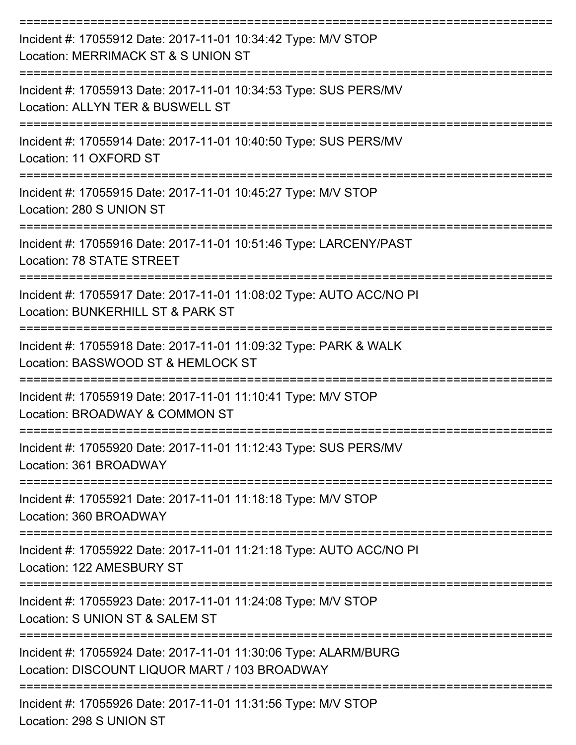===========================================================================

Incident #: 17055912 Date: 2017-11-01 10:34:42 Type: M/V STOP
Location: MERRIMACK ST & S UNION ST

===========================================================================

Incident #: 17055913 Date: 2017-11-01 10:34:53 Type: SUS PERS/MV
Location: ALLYN TER & BUSWELL ST

===========================================================================

Incident #: 17055914 Date: 2017-11-01 10:40:50 Type: SUS PERS/MV
Location: 11 OXFORD ST

===========================================================================

Incident #: 17055915 Date: 2017-11-01 10:45:27 Type: M/V STOP
Location: 280 S UNION ST

===========================================================================

Incident #: 17055916 Date: 2017-11-01 10:51:46 Type: LARCENY/PAST
Location: 78 STATE STREET

===========================================================================

Incident #: 17055917 Date: 2017-11-01 11:08:02 Type: AUTO ACC/NO PI
Location: BUNKERHILL ST & PARK ST

===========================================================================

Incident #: 17055918 Date: 2017-11-01 11:09:32 Type: PARK & WALK
Location: BASSWOOD ST & HEMLOCK ST

===========================================================================

Incident #: 17055919 Date: 2017-11-01 11:10:41 Type: M/V STOP
Location: BROADWAY & COMMON ST

===========================================================================

Incident #: 17055920 Date: 2017-11-01 11:12:43 Type: SUS PERS/MV
Location: 361 BROADWAY

===========================================================================

Incident #: 17055921 Date: 2017-11-01 11:18:18 Type: M/V STOP
Location: 360 BROADWAY

===========================================================================

Incident #: 17055922 Date: 2017-11-01 11:21:18 Type: AUTO ACC/NO PI
Location: 122 AMESBURY ST

===========================================================================

Incident #: 17055923 Date: 2017-11-01 11:24:08 Type: M/V STOP
Location: S UNION ST & SALEM ST

===========================================================================

Incident #: 17055924 Date: 2017-11-01 11:30:06 Type: ALARM/BURG
Location: DISCOUNT LIQUOR MART / 103 BROADWAY

===========================================================================

Incident #: 17055926 Date: 2017-11-01 11:31:56 Type: M/V STOP
Location: 298 S UNION ST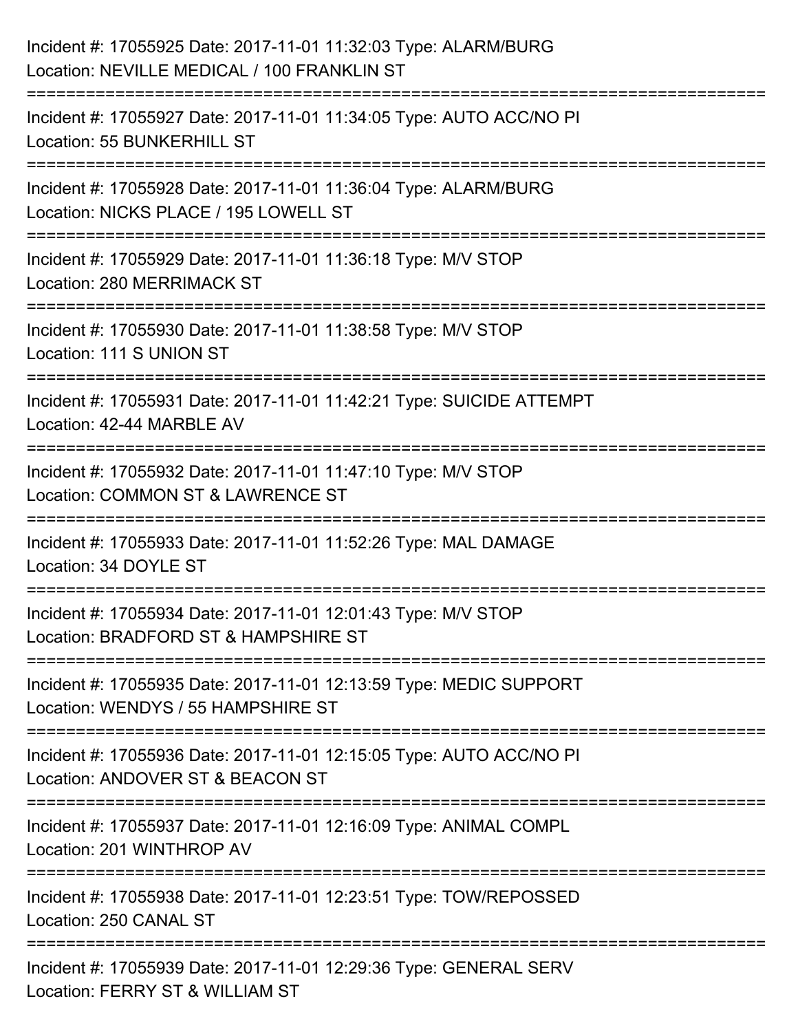Incident #: 17055925 Date: 2017-11-01 11:32:03 Type: ALARM/BURG
Location: NEVILLE MEDICAL / 100 FRANKLIN ST

===========================================================================

Incident #: 17055927 Date: 2017-11-01 11:34:05 Type: AUTO ACC/NO PI
Location: 55 BUNKERHILL ST

===========================================================================

Incident #: 17055928 Date: 2017-11-01 11:36:04 Type: ALARM/BURG
Location: NICKS PLACE / 195 LOWELL ST

===========================================================================

Incident #: 17055929 Date: 2017-11-01 11:36:18 Type: M/V STOP
Location: 280 MERRIMACK ST

===========================================================================

Incident #: 17055930 Date: 2017-11-01 11:38:58 Type: M/V STOP
Location: 111 S UNION ST

===========================================================================

Incident #: 17055931 Date: 2017-11-01 11:42:21 Type: SUICIDE ATTEMPT
Location: 42-44 MARBLE AV

===========================================================================

Incident #: 17055932 Date: 2017-11-01 11:47:10 Type: M/V STOP
Location: COMMON ST & LAWRENCE ST

===========================================================================

Incident #: 17055933 Date: 2017-11-01 11:52:26 Type: MAL DAMAGE
Location: 34 DOYLE ST

===========================================================================

Incident #: 17055934 Date: 2017-11-01 12:01:43 Type: M/V STOP
Location: BRADFORD ST & HAMPSHIRE ST

===========================================================================

Incident #: 17055935 Date: 2017-11-01 12:13:59 Type: MEDIC SUPPORT
Location: WENDYS / 55 HAMPSHIRE ST

===========================================================================

Incident #: 17055936 Date: 2017-11-01 12:15:05 Type: AUTO ACC/NO PI
Location: ANDOVER ST & BEACON ST

===========================================================================

Incident #: 17055937 Date: 2017-11-01 12:16:09 Type: ANIMAL COMPL
Location: 201 WINTHROP AV

===========================================================================

Incident #: 17055938 Date: 2017-11-01 12:23:51 Type: TOW/REPOSSED
Location: 250 CANAL ST

===========================================================================

Incident #: 17055939 Date: 2017-11-01 12:29:36 Type: GENERAL SERV
Location: FERRY ST & WILLIAM ST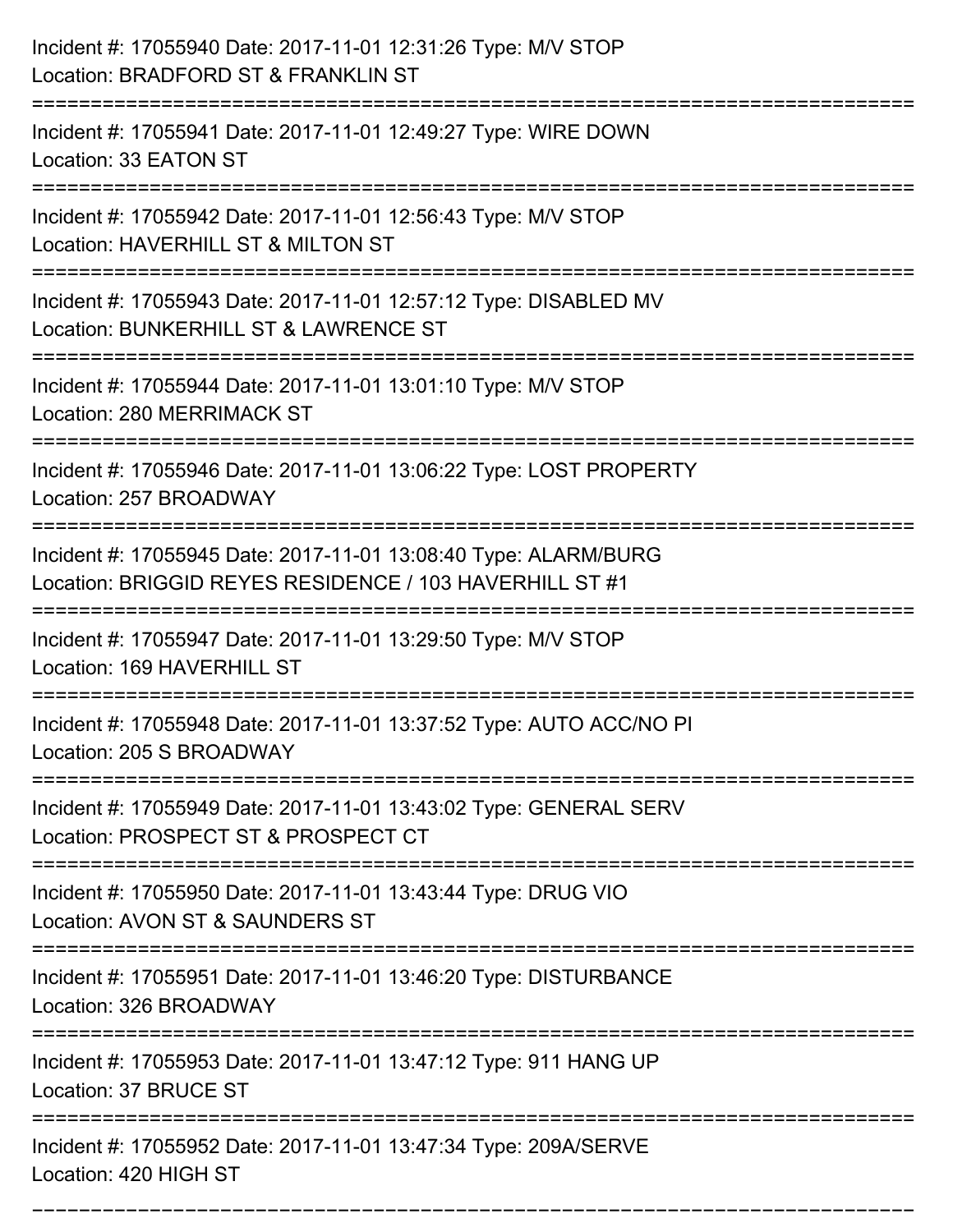Incident #: 17055940 Date: 2017-11-01 12:31:26 Type: M/V STOP
Location: BRADFORD ST & FRANKLIN ST

===========================================================================

Incident #: 17055941 Date: 2017-11-01 12:49:27 Type: WIRE DOWN
Location: 33 EATON ST

===========================================================================

Incident #: 17055942 Date: 2017-11-01 12:56:43 Type: M/V STOP
Location: HAVERHILL ST & MILTON ST

===========================================================================

Incident #: 17055943 Date: 2017-11-01 12:57:12 Type: DISABLED MV
Location: BUNKERHILL ST & LAWRENCE ST

===========================================================================

Incident #: 17055944 Date: 2017-11-01 13:01:10 Type: M/V STOP
Location: 280 MERRIMACK ST

===========================================================================

Incident #: 17055946 Date: 2017-11-01 13:06:22 Type: LOST PROPERTY
Location: 257 BROADWAY

===========================================================================

Incident #: 17055945 Date: 2017-11-01 13:08:40 Type: ALARM/BURG
Location: BRIGGID REYES RESIDENCE / 103 HAVERHILL ST #1

===========================================================================

Incident #: 17055947 Date: 2017-11-01 13:29:50 Type: M/V STOP
Location: 169 HAVERHILL ST

===========================================================================

Incident #: 17055948 Date: 2017-11-01 13:37:52 Type: AUTO ACC/NO PI
Location: 205 S BROADWAY

===========================================================================

Incident #: 17055949 Date: 2017-11-01 13:43:02 Type: GENERAL SERV
Location: PROSPECT ST & PROSPECT CT

===========================================================================

Incident #: 17055950 Date: 2017-11-01 13:43:44 Type: DRUG VIO
Location: AVON ST & SAUNDERS ST

===========================================================================

Incident #: 17055951 Date: 2017-11-01 13:46:20 Type: DISTURBANCE
Location: 326 BROADWAY

===========================================================================

Incident #: 17055953 Date: 2017-11-01 13:47:12 Type: 911 HANG UP
Location: 37 BRUCE ST

===========================================================================

Incident #: 17055952 Date: 2017-11-01 13:47:34 Type: 209A/SERVE
Location: 420 HIGH ST

===========================================================================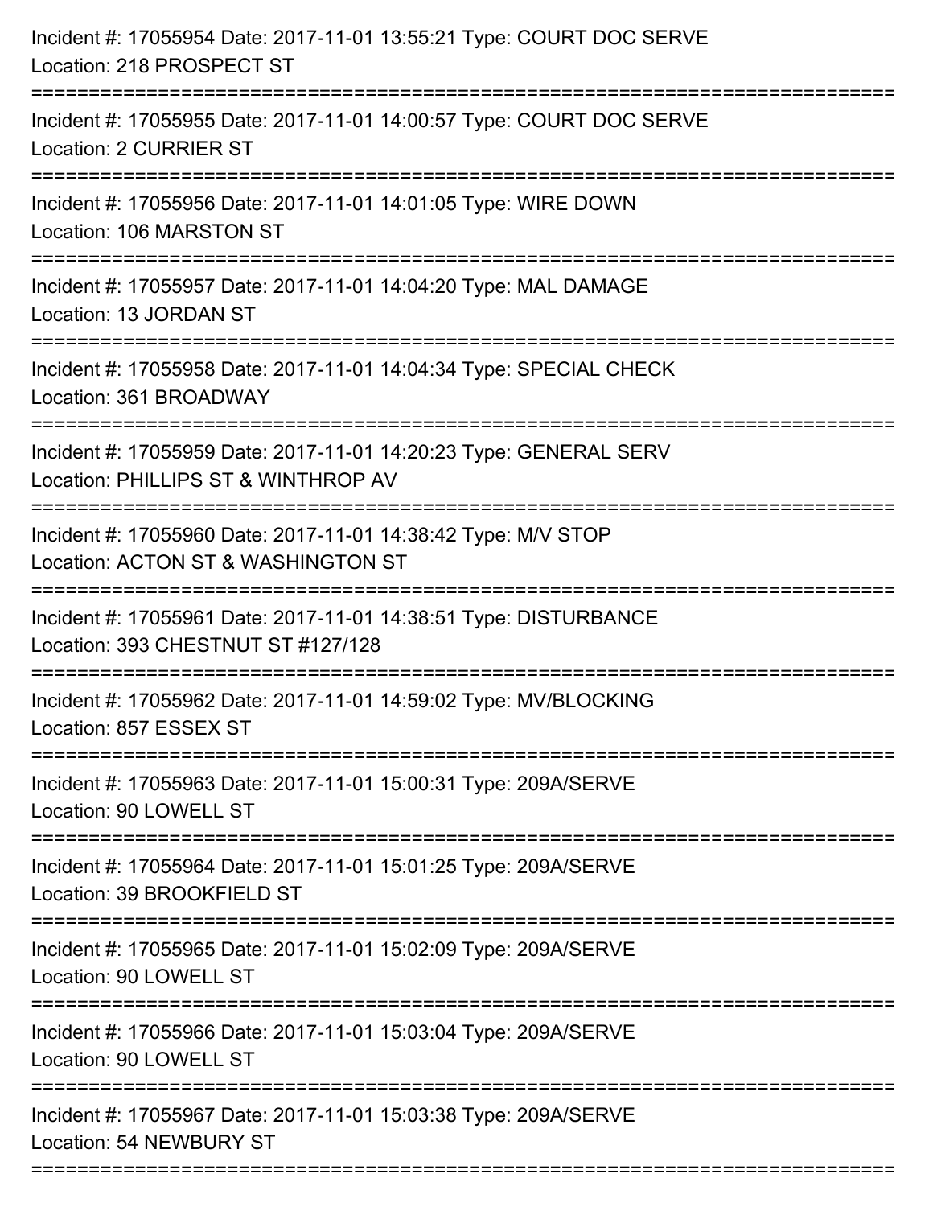Incident #: 17055954 Date: 2017-11-01 13:55:21 Type: COURT DOC SERVE
Location: 218 PROSPECT ST

===========================================================================

Incident #: 17055955 Date: 2017-11-01 14:00:57 Type: COURT DOC SERVE
Location: 2 CURRIER ST

===========================================================================

Incident #: 17055956 Date: 2017-11-01 14:01:05 Type: WIRE DOWN
Location: 106 MARSTON ST

===========================================================================

Incident #: 17055957 Date: 2017-11-01 14:04:20 Type: MAL DAMAGE
Location: 13 JORDAN ST

===========================================================================

Incident #: 17055958 Date: 2017-11-01 14:04:34 Type: SPECIAL CHECK
Location: 361 BROADWAY

===========================================================================

Incident #: 17055959 Date: 2017-11-01 14:20:23 Type: GENERAL SERV
Location: PHILLIPS ST & WINTHROP AV

===========================================================================

Incident #: 17055960 Date: 2017-11-01 14:38:42 Type: M/V STOP
Location: ACTON ST & WASHINGTON ST

===========================================================================

Incident #: 17055961 Date: 2017-11-01 14:38:51 Type: DISTURBANCE
Location: 393 CHESTNUT ST #127/128

===========================================================================

Incident #: 17055962 Date: 2017-11-01 14:59:02 Type: MV/BLOCKING
Location: 857 ESSEX ST

===========================================================================

Incident #: 17055963 Date: 2017-11-01 15:00:31 Type: 209A/SERVE
Location: 90 LOWELL ST

===========================================================================

Incident #: 17055964 Date: 2017-11-01 15:01:25 Type: 209A/SERVE
Location: 39 BROOKFIELD ST

===========================================================================

Incident #: 17055965 Date: 2017-11-01 15:02:09 Type: 209A/SERVE
Location: 90 LOWELL ST

===========================================================================

Incident #: 17055966 Date: 2017-11-01 15:03:04 Type: 209A/SERVE
Location: 90 LOWELL ST

===========================================================================

Incident #: 17055967 Date: 2017-11-01 15:03:38 Type: 209A/SERVE
Location: 54 NEWBURY ST

===========================================================================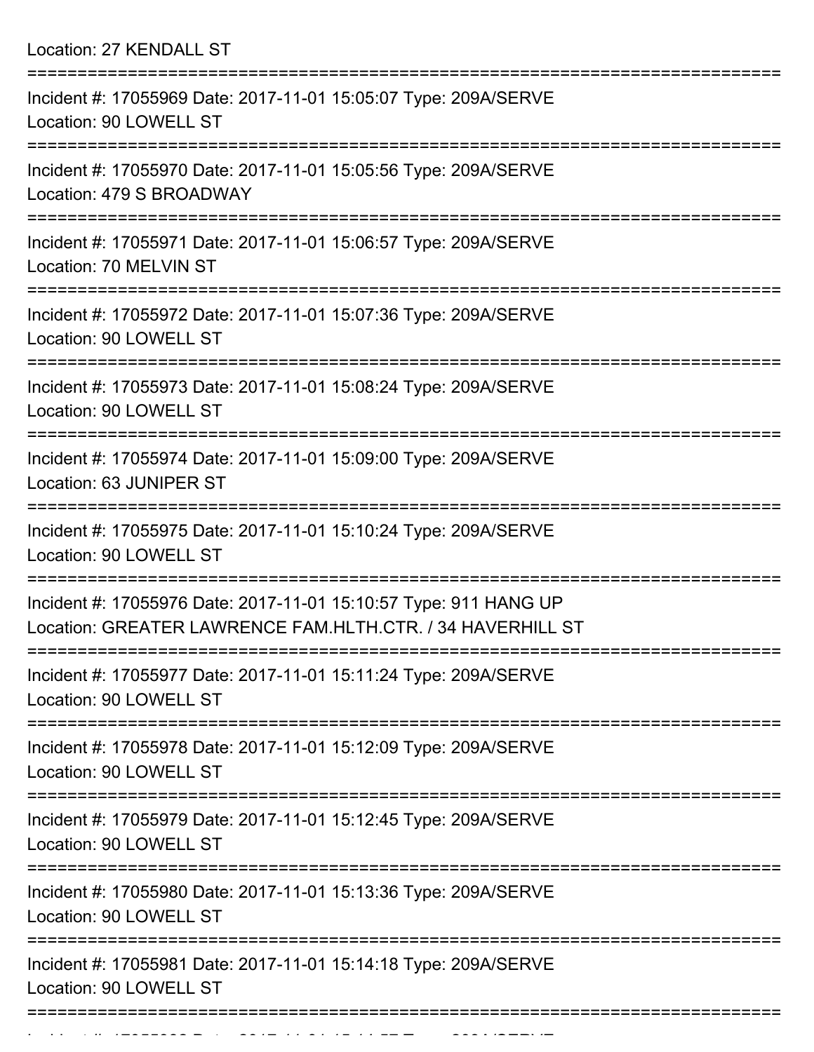Location: 27 KENDALL ST

===========================================================================

Incident #: 17055969 Date: 2017-11-01 15:05:07 Type: 209A/SERVE
Location: 90 LOWELL ST

===========================================================================

Incident #: 17055970 Date: 2017-11-01 15:05:56 Type: 209A/SERVE
Location: 479 S BROADWAY

===========================================================================

Incident #: 17055971 Date: 2017-11-01 15:06:57 Type: 209A/SERVE
Location: 70 MELVIN ST

===========================================================================

Incident #: 17055972 Date: 2017-11-01 15:07:36 Type: 209A/SERVE
Location: 90 LOWELL ST

===========================================================================

Incident #: 17055973 Date: 2017-11-01 15:08:24 Type: 209A/SERVE
Location: 90 LOWELL ST

===========================================================================

Incident #: 17055974 Date: 2017-11-01 15:09:00 Type: 209A/SERVE
Location: 63 JUNIPER ST

===========================================================================

Incident #: 17055975 Date: 2017-11-01 15:10:24 Type: 209A/SERVE
Location: 90 LOWELL ST

===========================================================================

Incident #: 17055976 Date: 2017-11-01 15:10:57 Type: 911 HANG UP
Location: GREATER LAWRENCE FAM.HLTH.CTR. / 34 HAVERHILL ST

===========================================================================

Incident #: 17055977 Date: 2017-11-01 15:11:24 Type: 209A/SERVE
Location: 90 LOWELL ST

===========================================================================

Incident #: 17055978 Date: 2017-11-01 15:12:09 Type: 209A/SERVE
Location: 90 LOWELL ST

===========================================================================

Incident #: 17055979 Date: 2017-11-01 15:12:45 Type: 209A/SERVE
Location: 90 LOWELL ST

===========================================================================

Incident #: 17055980 Date: 2017-11-01 15:13:36 Type: 209A/SERVE
Location: 90 LOWELL ST

===========================================================================

Incident #: 17055981 Date: 2017-11-01 15:14:18 Type: 209A/SERVE
Location: 90 LOWELL ST

===========================================================================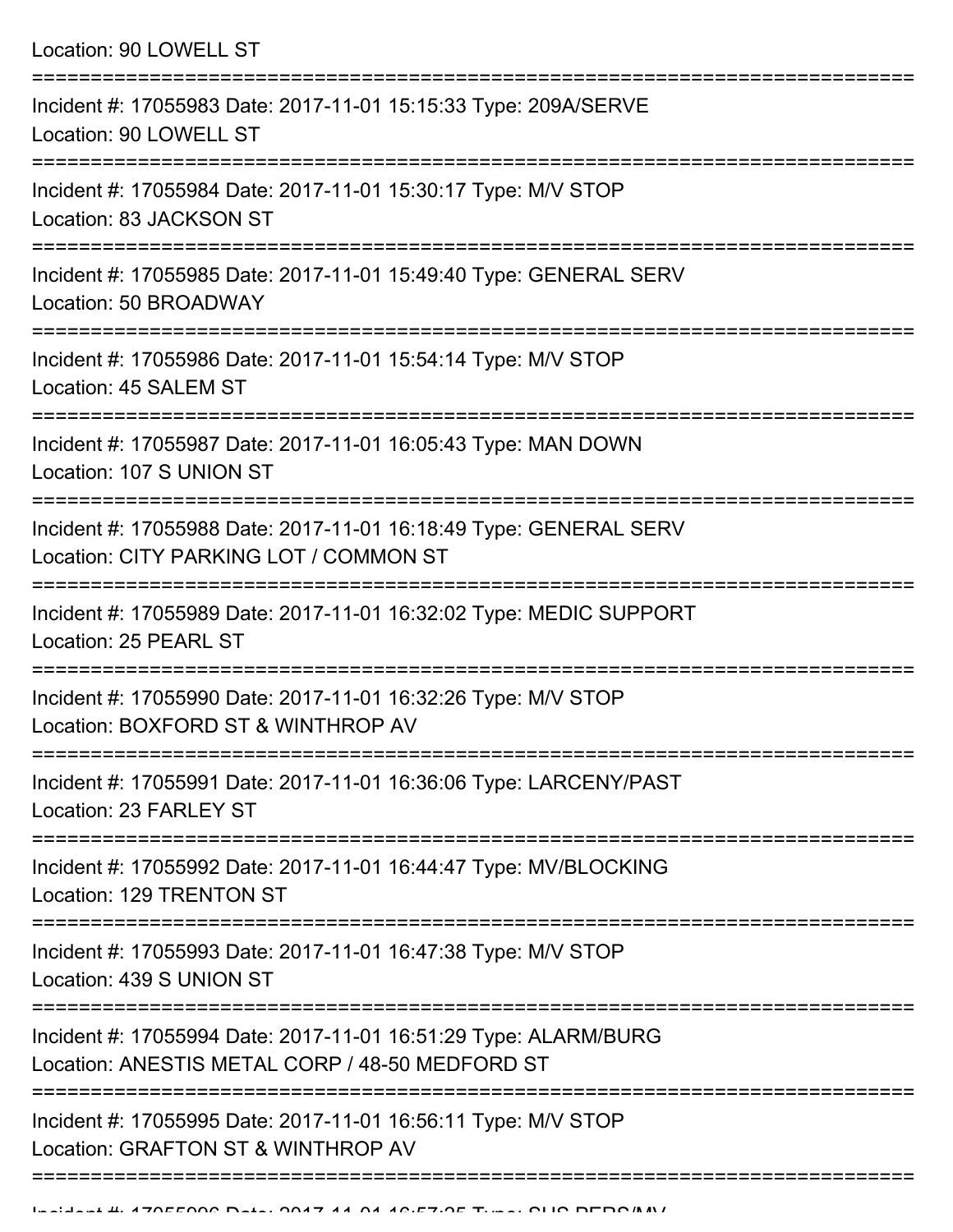Location: 90 LOWELL ST

===========================================================================

Incident #: 17055983 Date: 2017-11-01 15:15:33 Type: 209A/SERVE
Location: 90 LOWELL ST

===========================================================================

Incident #: 17055984 Date: 2017-11-01 15:30:17 Type: M/V STOP
Location: 83 JACKSON ST

===========================================================================

Incident #: 17055985 Date: 2017-11-01 15:49:40 Type: GENERAL SERV
Location: 50 BROADWAY

===========================================================================

Incident #: 17055986 Date: 2017-11-01 15:54:14 Type: M/V STOP
Location: 45 SALEM ST

===========================================================================

Incident #: 17055987 Date: 2017-11-01 16:05:43 Type: MAN DOWN
Location: 107 S UNION ST

===========================================================================

Incident #: 17055988 Date: 2017-11-01 16:18:49 Type: GENERAL SERV
Location: CITY PARKING LOT / COMMON ST

===========================================================================

Incident #: 17055989 Date: 2017-11-01 16:32:02 Type: MEDIC SUPPORT
Location: 25 PEARL ST

===========================================================================

Incident #: 17055990 Date: 2017-11-01 16:32:26 Type: M/V STOP
Location: BOXFORD ST & WINTHROP AV

===========================================================================

Incident #: 17055991 Date: 2017-11-01 16:36:06 Type: LARCENY/PAST
Location: 23 FARLEY ST

===========================================================================

Incident #: 17055992 Date: 2017-11-01 16:44:47 Type: MV/BLOCKING
Location: 129 TRENTON ST

===========================================================================

Incident #: 17055993 Date: 2017-11-01 16:47:38 Type: M/V STOP
Location: 439 S UNION ST

===========================================================================

Incident #: 17055994 Date: 2017-11-01 16:51:29 Type: ALARM/BURG
Location: ANESTIS METAL CORP / 48-50 MEDFORD ST

===========================================================================

Incident #: 17055995 Date: 2017-11-01 16:56:11 Type: M/V STOP
Location: GRAFTON ST & WINTHROP AV

===========================================================================

Incident #: 17055996 Date: 2017-11-01 16:57:35 Type: SUS PERS/MV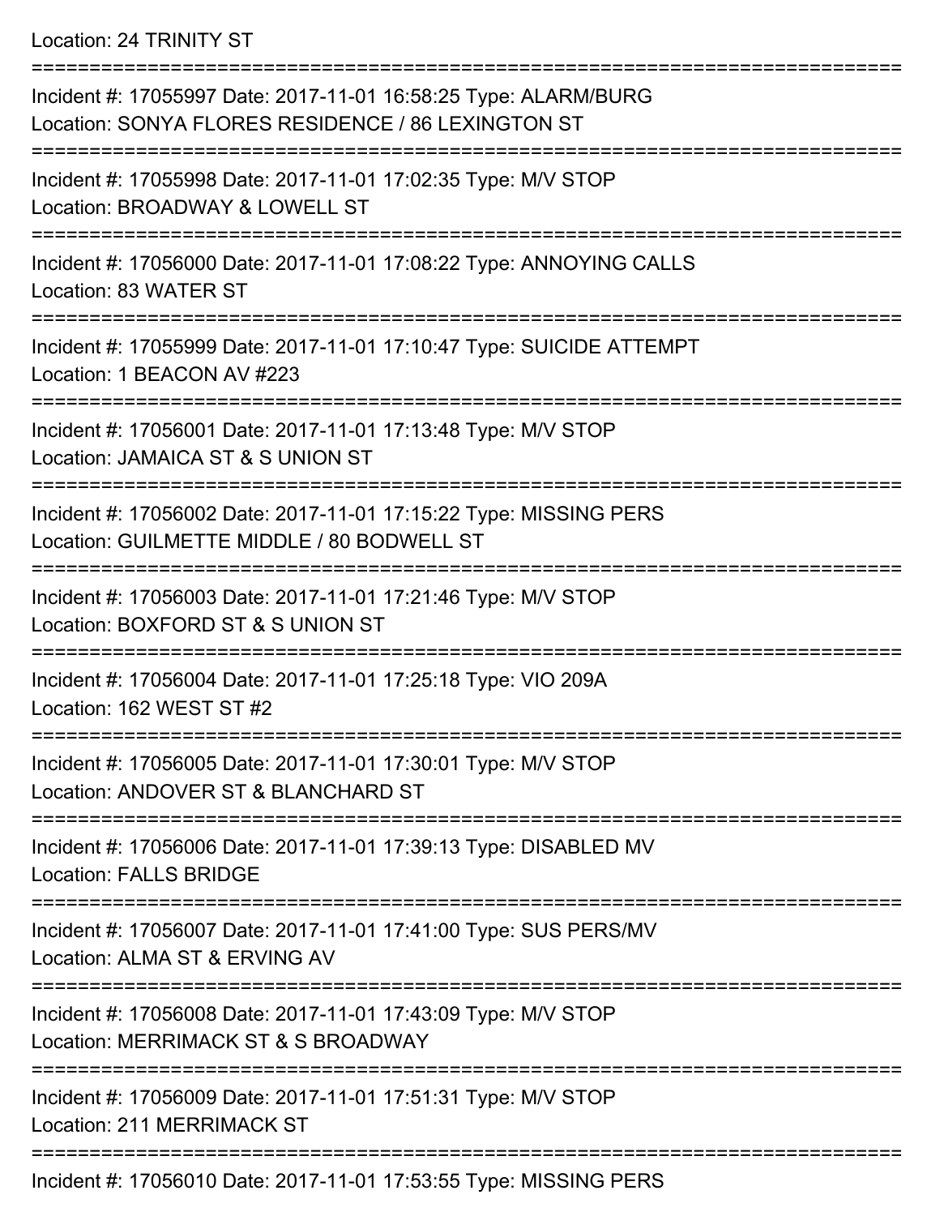Location: 24 TRINITY ST

===========================================================================

Incident #: 17055997 Date: 2017-11-01 16:58:25 Type: ALARM/BURG
Location: SONYA FLORES RESIDENCE / 86 LEXINGTON ST

===========================================================================

Incident #: 17055998 Date: 2017-11-01 17:02:35 Type: M/V STOP
Location: BROADWAY & LOWELL ST

===========================================================================

Incident #: 17056000 Date: 2017-11-01 17:08:22 Type: ANNOYING CALLS
Location: 83 WATER ST

===========================================================================

Incident #: 17055999 Date: 2017-11-01 17:10:47 Type: SUICIDE ATTEMPT
Location: 1 BEACON AV #223

===========================================================================

Incident #: 17056001 Date: 2017-11-01 17:13:48 Type: M/V STOP
Location: JAMAICA ST & S UNION ST

===========================================================================

Incident #: 17056002 Date: 2017-11-01 17:15:22 Type: MISSING PERS
Location: GUILMETTE MIDDLE / 80 BODWELL ST

===========================================================================

Incident #: 17056003 Date: 2017-11-01 17:21:46 Type: M/V STOP
Location: BOXFORD ST & S UNION ST

===========================================================================

Incident #: 17056004 Date: 2017-11-01 17:25:18 Type: VIO 209A
Location: 162 WEST ST #2

===========================================================================

Incident #: 17056005 Date: 2017-11-01 17:30:01 Type: M/V STOP
Location: ANDOVER ST & BLANCHARD ST

===========================================================================

Incident #: 17056006 Date: 2017-11-01 17:39:13 Type: DISABLED MV
Location: FALLS BRIDGE

===========================================================================

Incident #: 17056007 Date: 2017-11-01 17:41:00 Type: SUS PERS/MV
Location: ALMA ST & ERVING AV

===========================================================================

Incident #: 17056008 Date: 2017-11-01 17:43:09 Type: M/V STOP
Location: MERRIMACK ST & S BROADWAY

===========================================================================

Incident #: 17056009 Date: 2017-11-01 17:51:31 Type: M/V STOP
Location: 211 MERRIMACK ST

===========================================================================

Incident #: 17056010 Date: 2017-11-01 17:53:55 Type: MISSING PERS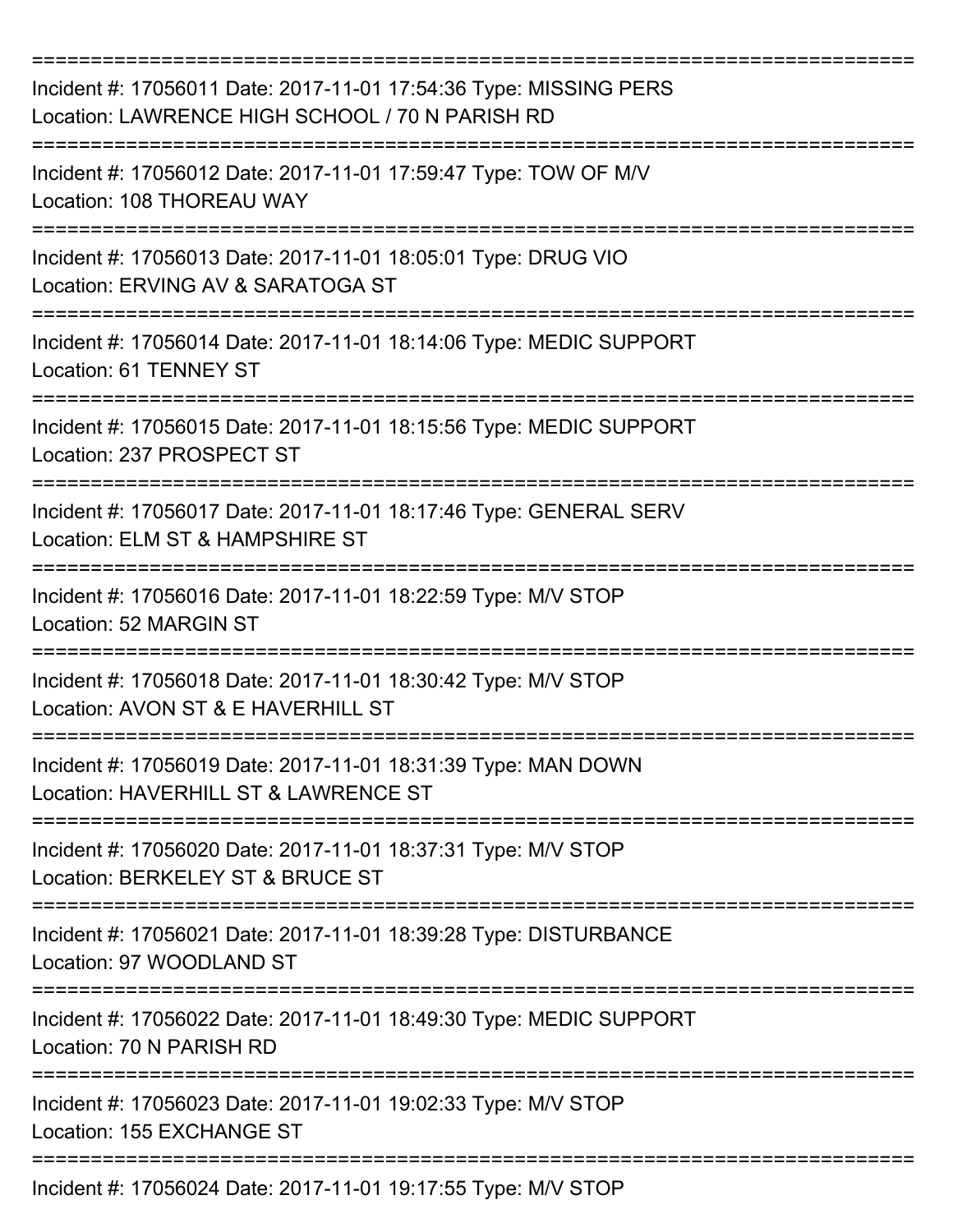===========================================================================
Incident #: 17056011 Date: 2017-11-01 17:54:36 Type: MISSING PERS
Location: LAWRENCE HIGH SCHOOL / 70 N PARISH RD
===========================================================================
Incident #: 17056012 Date: 2017-11-01 17:59:47 Type: TOW OF M/V
Location: 108 THOREAU WAY
===========================================================================
Incident #: 17056013 Date: 2017-11-01 18:05:01 Type: DRUG VIO
Location: ERVING AV & SARATOGA ST
===========================================================================
Incident #: 17056014 Date: 2017-11-01 18:14:06 Type: MEDIC SUPPORT
Location: 61 TENNEY ST
===========================================================================
Incident #: 17056015 Date: 2017-11-01 18:15:56 Type: MEDIC SUPPORT
Location: 237 PROSPECT ST
===========================================================================
Incident #: 17056017 Date: 2017-11-01 18:17:46 Type: GENERAL SERV
Location: ELM ST & HAMPSHIRE ST
===========================================================================
Incident #: 17056016 Date: 2017-11-01 18:22:59 Type: M/V STOP
Location: 52 MARGIN ST
===========================================================================
Incident #: 17056018 Date: 2017-11-01 18:30:42 Type: M/V STOP
Location: AVON ST & E HAVERHILL ST
===========================================================================
Incident #: 17056019 Date: 2017-11-01 18:31:39 Type: MAN DOWN
Location: HAVERHILL ST & LAWRENCE ST
===========================================================================
Incident #: 17056020 Date: 2017-11-01 18:37:31 Type: M/V STOP
Location: BERKELEY ST & BRUCE ST
===========================================================================
Incident #: 17056021 Date: 2017-11-01 18:39:28 Type: DISTURBANCE
Location: 97 WOODLAND ST
===========================================================================
Incident #: 17056022 Date: 2017-11-01 18:49:30 Type: MEDIC SUPPORT
Location: 70 N PARISH RD
===========================================================================
Incident #: 17056023 Date: 2017-11-01 19:02:33 Type: M/V STOP
Location: 155 EXCHANGE ST
===========================================================================
Incident #: 17056024 Date: 2017-11-01 19:17:55 Type: M/V STOP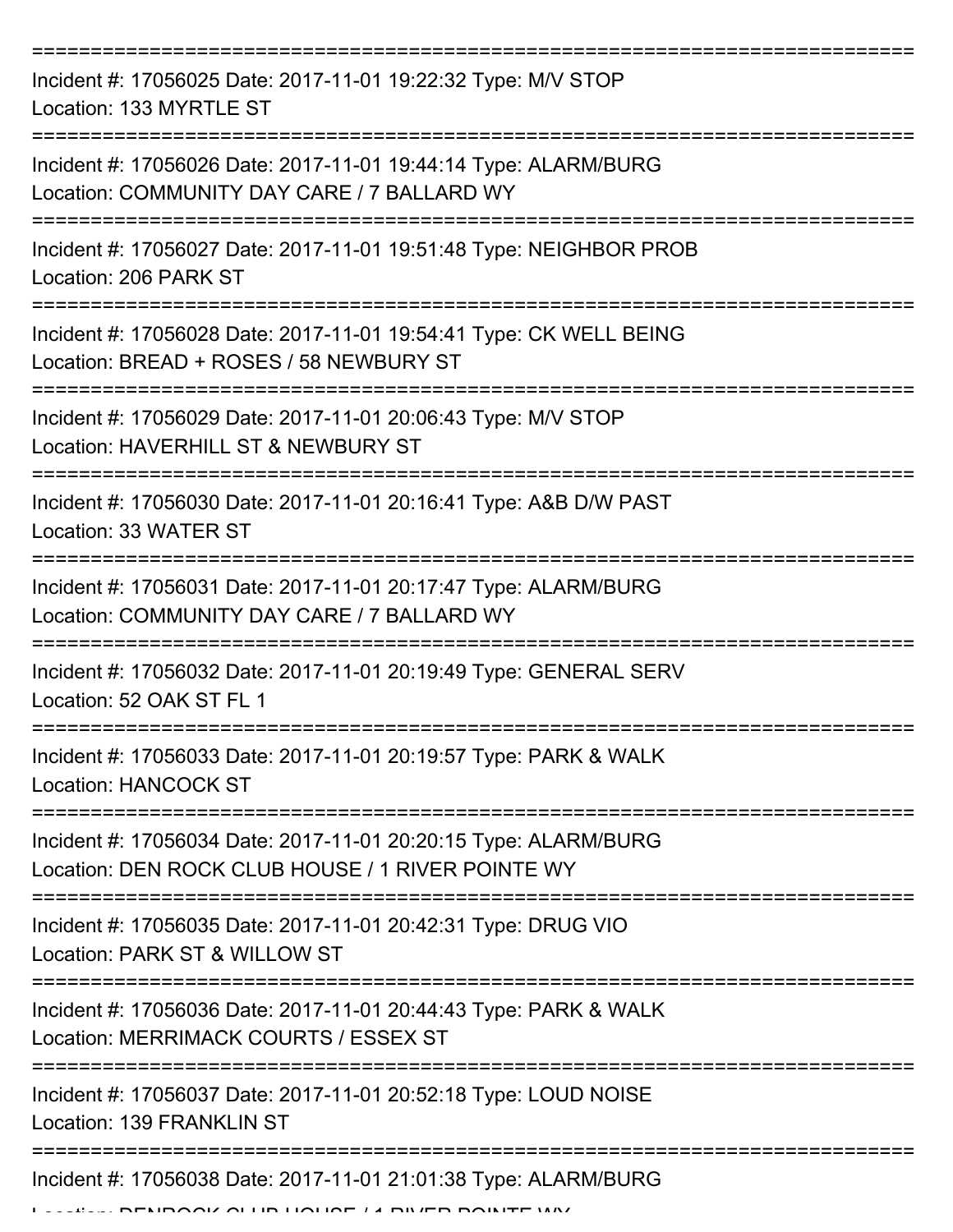Incident #: 17056025 Date: 2017-11-01 19:22:32 Type: M/V STOP
Location: 133 MYRTLE ST

Incident #: 17056026 Date: 2017-11-01 19:44:14 Type: ALARM/BURG
Location: COMMUNITY DAY CARE / 7 BALLARD WY

Incident #: 17056027 Date: 2017-11-01 19:51:48 Type: NEIGHBOR PROB
Location: 206 PARK ST

Incident #: 17056028 Date: 2017-11-01 19:54:41 Type: CK WELL BEING
Location: BREAD + ROSES / 58 NEWBURY ST

Incident #: 17056029 Date: 2017-11-01 20:06:43 Type: M/V STOP
Location: HAVERHILL ST & NEWBURY ST

Incident #: 17056030 Date: 2017-11-01 20:16:41 Type: A&B D/W PAST
Location: 33 WATER ST

Incident #: 17056031 Date: 2017-11-01 20:17:47 Type: ALARM/BURG
Location: COMMUNITY DAY CARE / 7 BALLARD WY

Incident #: 17056032 Date: 2017-11-01 20:19:49 Type: GENERAL SERV
Location: 52 OAK ST FL 1

Incident #: 17056033 Date: 2017-11-01 20:19:57 Type: PARK & WALK
Location: HANCOCK ST

Incident #: 17056034 Date: 2017-11-01 20:20:15 Type: ALARM/BURG
Location: DEN ROCK CLUB HOUSE / 1 RIVER POINTE WY

Incident #: 17056035 Date: 2017-11-01 20:42:31 Type: DRUG VIO
Location: PARK ST & WILLOW ST

Incident #: 17056036 Date: 2017-11-01 20:44:43 Type: PARK & WALK
Location: MERRIMACK COURTS / ESSEX ST

Incident #: 17056037 Date: 2017-11-01 20:52:18 Type: LOUD NOISE
Location: 139 FRANKLIN ST

Incident #: 17056038 Date: 2017-11-01 21:01:38 Type: ALARM/BURG
Location: DENROCK CLUB HOUSE / 1 RIVER POINTE WY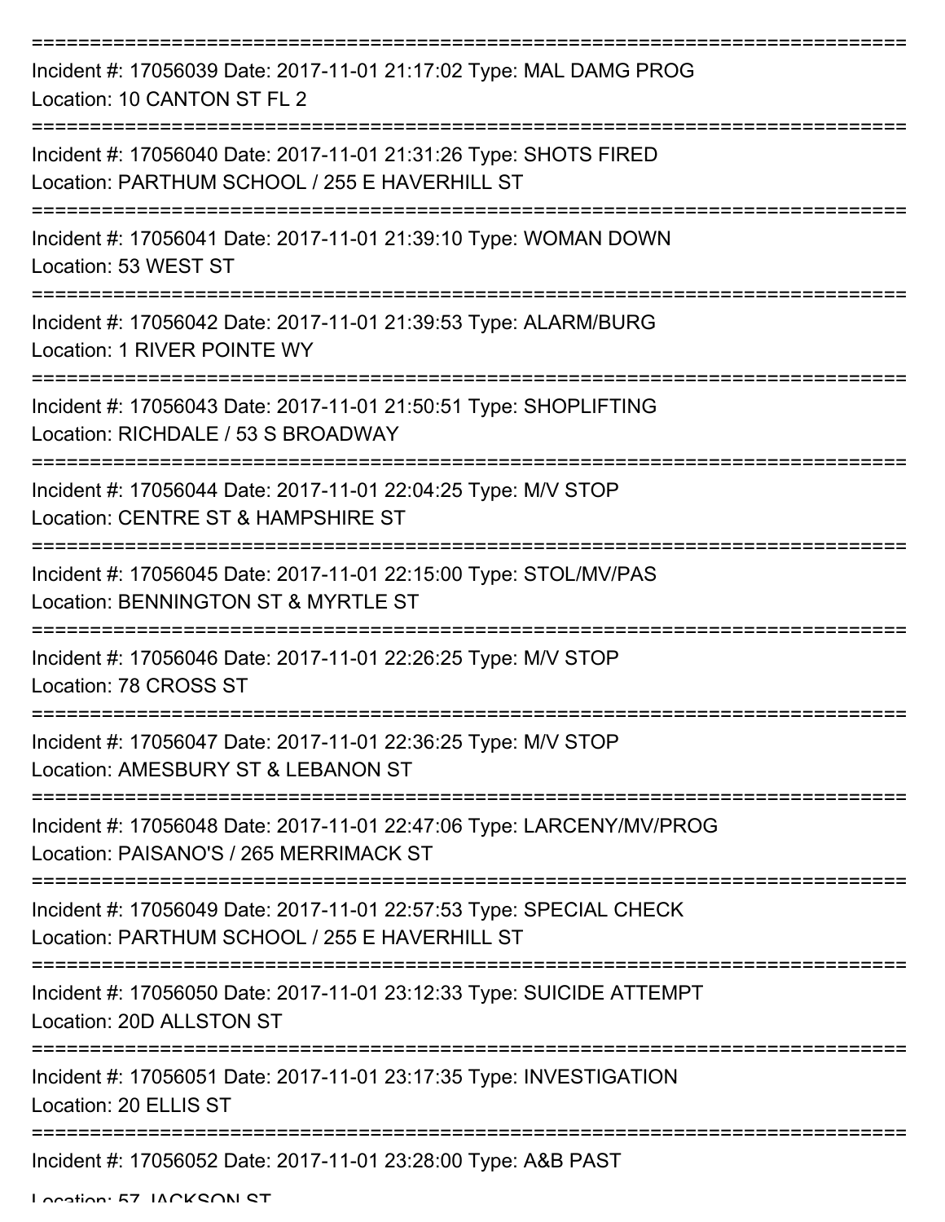===========================================================================
Incident #: 17056039 Date: 2017-11-01 21:17:02 Type: MAL DAMG PROG
Location: 10 CANTON ST FL 2
===========================================================================
Incident #: 17056040 Date: 2017-11-01 21:31:26 Type: SHOTS FIRED
Location: PARTHUM SCHOOL / 255 E HAVERHILL ST
===========================================================================
Incident #: 17056041 Date: 2017-11-01 21:39:10 Type: WOMAN DOWN
Location: 53 WEST ST
===========================================================================
Incident #: 17056042 Date: 2017-11-01 21:39:53 Type: ALARM/BURG
Location: 1 RIVER POINTE WY
===========================================================================
Incident #: 17056043 Date: 2017-11-01 21:50:51 Type: SHOPLIFTING
Location: RICHDALE / 53 S BROADWAY
===========================================================================
Incident #: 17056044 Date: 2017-11-01 22:04:25 Type: M/V STOP
Location: CENTRE ST & HAMPSHIRE ST
===========================================================================
Incident #: 17056045 Date: 2017-11-01 22:15:00 Type: STOL/MV/PAS
Location: BENNINGTON ST & MYRTLE ST
===========================================================================
Incident #: 17056046 Date: 2017-11-01 22:26:25 Type: M/V STOP
Location: 78 CROSS ST
===========================================================================
Incident #: 17056047 Date: 2017-11-01 22:36:25 Type: M/V STOP
Location: AMESBURY ST & LEBANON ST
===========================================================================
Incident #: 17056048 Date: 2017-11-01 22:47:06 Type: LARCENY/MV/PROG
Location: PAISANO'S / 265 MERRIMACK ST
===========================================================================
Incident #: 17056049 Date: 2017-11-01 22:57:53 Type: SPECIAL CHECK
Location: PARTHUM SCHOOL / 255 E HAVERHILL ST
===========================================================================
Incident #: 17056050 Date: 2017-11-01 23:12:33 Type: SUICIDE ATTEMPT
Location: 20D ALLSTON ST
===========================================================================
Incident #: 17056051 Date: 2017-11-01 23:17:35 Type: INVESTIGATION
Location: 20 ELLIS ST
===========================================================================
Incident #: 17056052 Date: 2017-11-01 23:28:00 Type: A&B PAST
Location: 57 JACKSON ST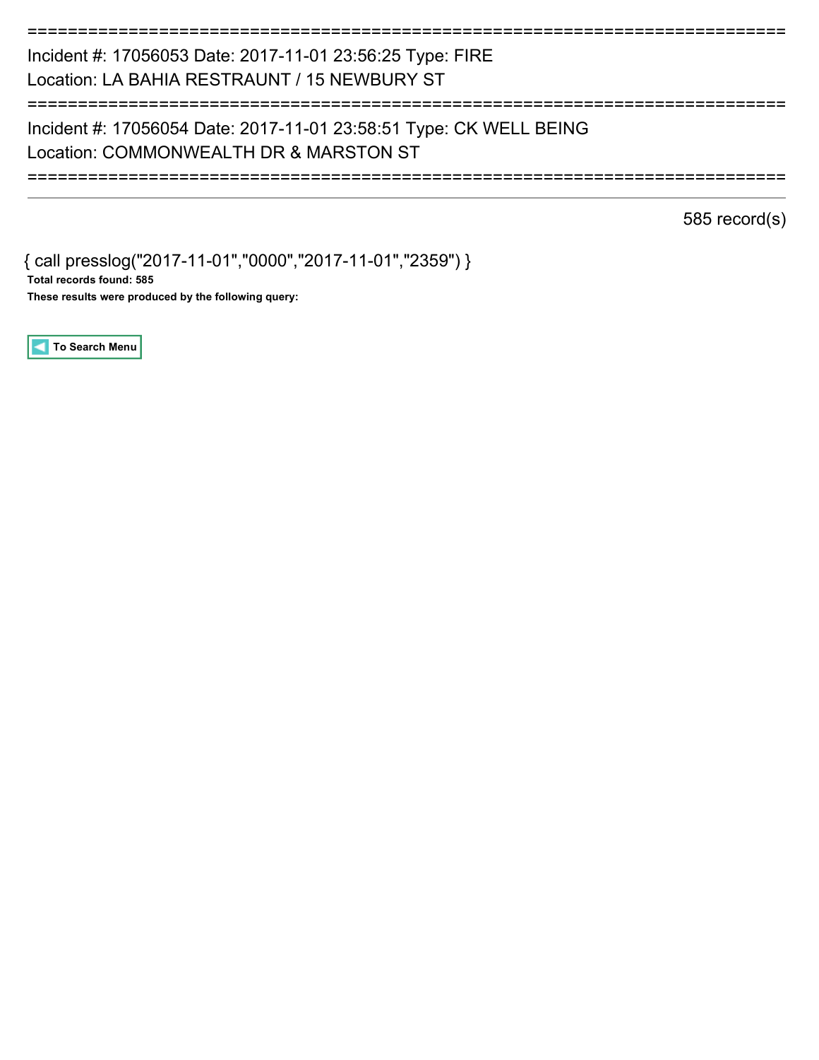===========================================================================

Incident #: 17056053 Date: 2017-11-01 23:56:25 Type: FIRE
Location: LA BAHIA RESTRAUNT / 15 NEWBURY ST

===========================================================================

Incident #: 17056054 Date: 2017-11-01 23:58:51 Type: CK WELL BEING
Location: COMMONWEALTH DR & MARSTON ST

===========================================================================

---

585 record(s)

{ call presslog("2017-11-01","0000","2017-11-01","2359") }

**Total records found: 585**

**These results were produced by the following query:**

**To Search Menu**